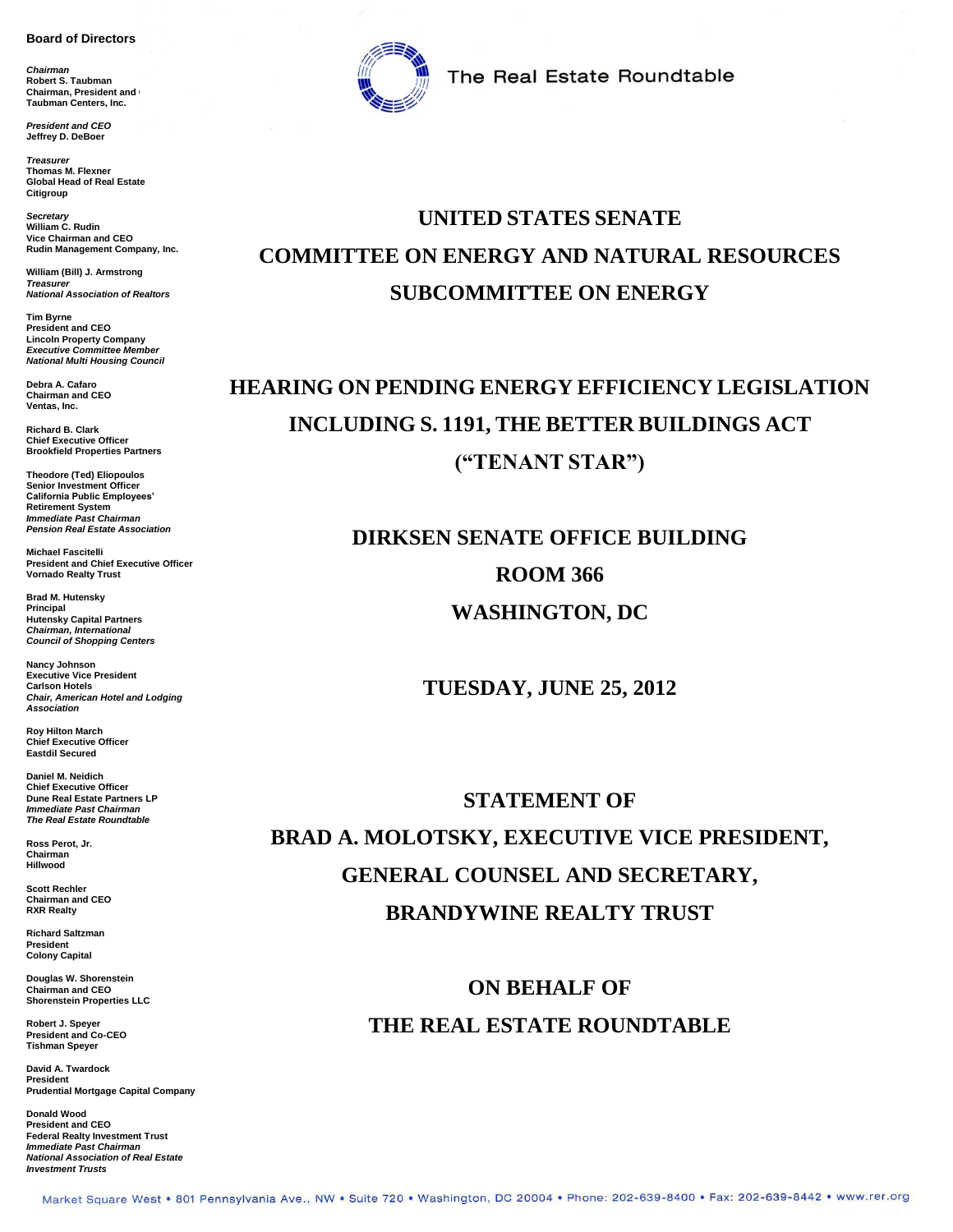**Board of Directors**

*Chairman*
Robert S. Taubman
Chairman, President and CEO
Taubman Centers, Inc.

*President and CEO*
Jeffrey D. DeBoer

*Treasurer*
Thomas M. Flexner
Global Head of Real Estate
Citigroup

*Secretary*
William C. Rudin
Vice Chairman and CEO
Rudin Management Company, Inc.

William (Bill) J. Armstrong
*Treasurer*
*National Association of Realtors*

Tim Byrne
President and CEO
Lincoln Property Company
*Executive Committee Member*
*National Multi Housing Council*

Debra A. Cafaro
Chairman and CEO
Ventas, Inc.

Richard B. Clark
Chief Executive Officer
Brookfield Properties Partners

Theodore (Ted) Eliopoulos
Senior Investment Officer
California Public Employees' Retirement System
*Immediate Past Chairman*
*Pension Real Estate Association*

Michael Fascitelli
President and Chief Executive Officer
Vornado Realty Trust

Brad M. Hutensky
Principal
Hutensky Capital Partners
*Chairman, International Council of Shopping Centers*

Nancy Johnson
Executive Vice President
Carlson Hotels
*Chair, American Hotel and Lodging Association*

Roy Hilton March
Chief Executive Officer
Eastdil Secured

Daniel M. Neidich
Chief Executive Officer
Dune Real Estate Partners LP
*Immediate Past Chairman*
*The Real Estate Roundtable*

Ross Perot, Jr.
Chairman
Hillwood

Scott Rechler
Chairman and CEO
RXR Realty

Richard Saltzman
President
Colony Capital

Douglas W. Shorenstein
Chairman and CEO
Shorenstein Properties LLC

Robert J. Speyer
President and Co-CEO
Tishman Speyer

David A. Twardock
President
Prudential Mortgage Capital Company

Donald Wood
President and CEO
Federal Realty Investment Trust
*Immediate Past Chairman*
*National Association of Real Estate Investment Trusts*

The Real Estate Roundtable

# UNITED STATES SENATE
# COMMITTEE ON ENERGY AND NATURAL RESOURCES
# SUBCOMMITTEE ON ENERGY

## HEARING ON PENDING ENERGY EFFICIENCY LEGISLATION INCLUDING S. 1191, THE BETTER BUILDINGS ACT ("TENANT STAR")

**DIRKSEN SENATE OFFICE BUILDING**
**ROOM 366**
**WASHINGTON, DC**

**TUESDAY, JUNE 25, 2012**

**STATEMENT OF**
**BRAD A. MOLOTSKY, EXECUTIVE VICE PRESIDENT, GENERAL COUNSEL AND SECRETARY, BRANDYWINE REALTY TRUST**

**ON BEHALF OF**
**THE REAL ESTATE ROUNDTABLE**

Market Square West • 801 Pennsylvania Ave., NW • Suite 720 • Washington, DC 20004 • Phone: 202-639-8400 • Fax: 202-639-8442 • www.rer.org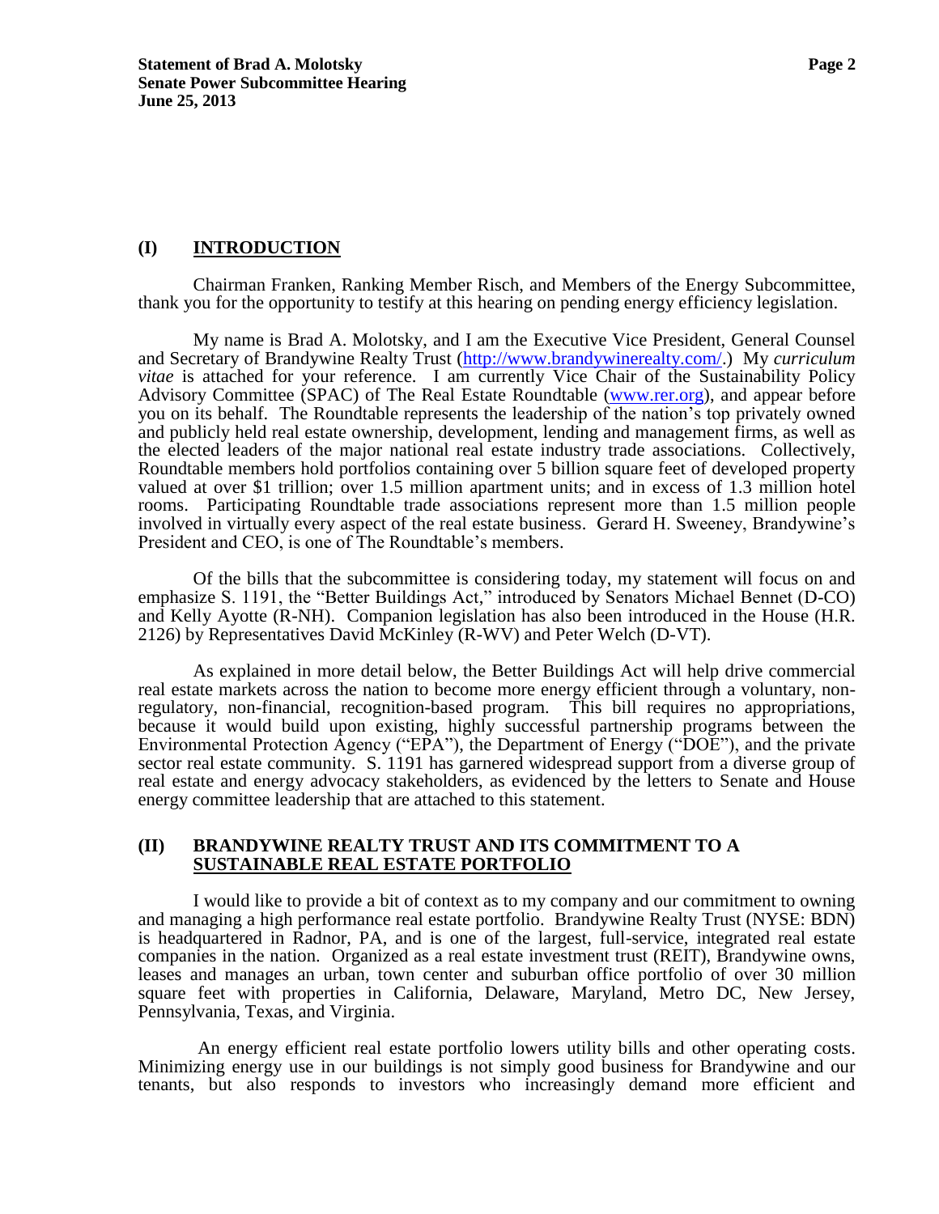## (I) INTRODUCTION

Chairman Franken, Ranking Member Risch, and Members of the Energy Subcommittee, thank you for the opportunity to testify at this hearing on pending energy efficiency legislation.

My name is Brad A. Molotsky, and I am the Executive Vice President, General Counsel and Secretary of Brandywine Realty Trust (http://www.brandywinerealty.com/.) My *curriculum vitae* is attached for your reference. I am currently Vice Chair of the Sustainability Policy Advisory Committee (SPAC) of The Real Estate Roundtable (www.rer.org), and appear before you on its behalf. The Roundtable represents the leadership of the nation's top privately owned and publicly held real estate ownership, development, lending and management firms, as well as the elected leaders of the major national real estate industry trade associations. Collectively, Roundtable members hold portfolios containing over 5 billion square feet of developed property valued at over $1 trillion; over 1.5 million apartment units; and in excess of 1.3 million hotel rooms. Participating Roundtable trade associations represent more than 1.5 million people involved in virtually every aspect of the real estate business. Gerard H. Sweeney, Brandywine's President and CEO, is one of The Roundtable's members.

Of the bills that the subcommittee is considering today, my statement will focus on and emphasize S. 1191, the "Better Buildings Act," introduced by Senators Michael Bennet (D-CO) and Kelly Ayotte (R-NH). Companion legislation has also been introduced in the House (H.R. 2126) by Representatives David McKinley (R-WV) and Peter Welch (D-VT).

As explained in more detail below, the Better Buildings Act will help drive commercial real estate markets across the nation to become more energy efficient through a voluntary, non-regulatory, non-financial, recognition-based program. This bill requires no appropriations, because it would build upon existing, highly successful partnership programs between the Environmental Protection Agency ("EPA"), the Department of Energy ("DOE"), and the private sector real estate community. S. 1191 has garnered widespread support from a diverse group of real estate and energy advocacy stakeholders, as evidenced by the letters to Senate and House energy committee leadership that are attached to this statement.

## (II) BRANDYWINE REALTY TRUST AND ITS COMMITMENT TO A SUSTAINABLE REAL ESTATE PORTFOLIO

I would like to provide a bit of context as to my company and our commitment to owning and managing a high performance real estate portfolio. Brandywine Realty Trust (NYSE: BDN) is headquartered in Radnor, PA, and is one of the largest, full-service, integrated real estate companies in the nation. Organized as a real estate investment trust (REIT), Brandywine owns, leases and manages an urban, town center and suburban office portfolio of over 30 million square feet with properties in California, Delaware, Maryland, Metro DC, New Jersey, Pennsylvania, Texas, and Virginia.

An energy efficient real estate portfolio lowers utility bills and other operating costs. Minimizing energy use in our buildings is not simply good business for Brandywine and our tenants, but also responds to investors who increasingly demand more efficient and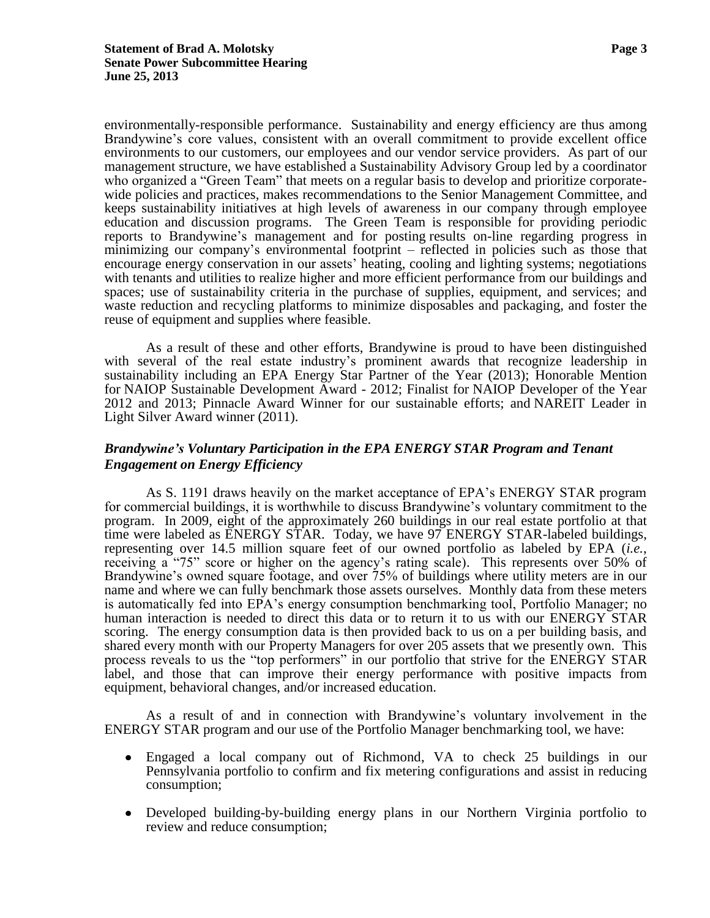environmentally-responsible performance. Sustainability and energy efficiency are thus among Brandywine's core values, consistent with an overall commitment to provide excellent office environments to our customers, our employees and our vendor service providers. As part of our management structure, we have established a Sustainability Advisory Group led by a coordinator who organized a "Green Team" that meets on a regular basis to develop and prioritize corporate-wide policies and practices, makes recommendations to the Senior Management Committee, and keeps sustainability initiatives at high levels of awareness in our company through employee education and discussion programs. The Green Team is responsible for providing periodic reports to Brandywine's management and for posting results on-line regarding progress in minimizing our company's environmental footprint – reflected in policies such as those that encourage energy conservation in our assets' heating, cooling and lighting systems; negotiations with tenants and utilities to realize higher and more efficient performance from our buildings and spaces; use of sustainability criteria in the purchase of supplies, equipment, and services; and waste reduction and recycling platforms to minimize disposables and packaging, and foster the reuse of equipment and supplies where feasible.

As a result of these and other efforts, Brandywine is proud to have been distinguished with several of the real estate industry's prominent awards that recognize leadership in sustainability including an EPA Energy Star Partner of the Year (2013); Honorable Mention for NAIOP Sustainable Development Award - 2012; Finalist for NAIOP Developer of the Year 2012 and 2013; Pinnacle Award Winner for our sustainable efforts; and NAREIT Leader in Light Silver Award winner (2011).

### *Brandywine's Voluntary Participation in the EPA ENERGY STAR Program and Tenant Engagement on Energy Efficiency*

As S. 1191 draws heavily on the market acceptance of EPA's ENERGY STAR program for commercial buildings, it is worthwhile to discuss Brandywine's voluntary commitment to the program. In 2009, eight of the approximately 260 buildings in our real estate portfolio at that time were labeled as ENERGY STAR. Today, we have 97 ENERGY STAR-labeled buildings, representing over 14.5 million square feet of our owned portfolio as labeled by EPA (*i.e.*, receiving a "75" score or higher on the agency's rating scale). This represents over 50% of Brandywine's owned square footage, and over 75% of buildings where utility meters are in our name and where we can fully benchmark those assets ourselves. Monthly data from these meters is automatically fed into EPA's energy consumption benchmarking tool, Portfolio Manager; no human interaction is needed to direct this data or to return it to us with our ENERGY STAR scoring. The energy consumption data is then provided back to us on a per building basis, and shared every month with our Property Managers for over 205 assets that we presently own. This process reveals to us the "top performers" in our portfolio that strive for the ENERGY STAR label, and those that can improve their energy performance with positive impacts from equipment, behavioral changes, and/or increased education.

As a result of and in connection with Brandywine's voluntary involvement in the ENERGY STAR program and our use of the Portfolio Manager benchmarking tool, we have:

- Engaged a local company out of Richmond, VA to check 25 buildings in our Pennsylvania portfolio to confirm and fix metering configurations and assist in reducing consumption;
- Developed building-by-building energy plans in our Northern Virginia portfolio to review and reduce consumption;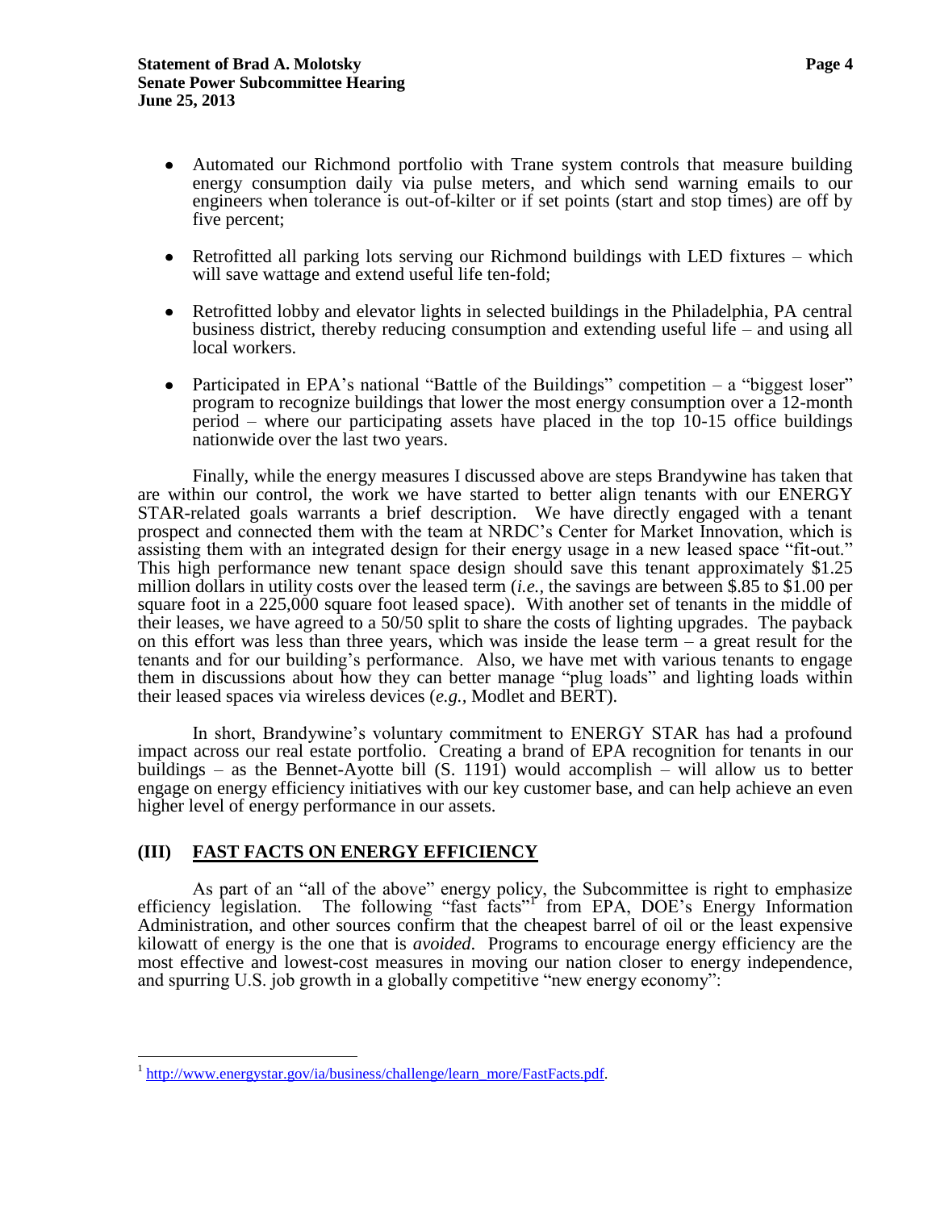- Automated our Richmond portfolio with Trane system controls that measure building energy consumption daily via pulse meters, and which send warning emails to our engineers when tolerance is out-of-kilter or if set points (start and stop times) are off by five percent;

- Retrofitted all parking lots serving our Richmond buildings with LED fixtures – which will save wattage and extend useful life ten-fold;

- Retrofitted lobby and elevator lights in selected buildings in the Philadelphia, PA central business district, thereby reducing consumption and extending useful life – and using all local workers.

- Participated in EPA's national "Battle of the Buildings" competition – a "biggest loser" program to recognize buildings that lower the most energy consumption over a 12-month period – where our participating assets have placed in the top 10-15 office buildings nationwide over the last two years.

Finally, while the energy measures I discussed above are steps Brandywine has taken that are within our control, the work we have started to better align tenants with our ENERGY STAR-related goals warrants a brief description. We have directly engaged with a tenant prospect and connected them with the team at NRDC's Center for Market Innovation, which is assisting them with an integrated design for their energy usage in a new leased space "fit-out." This high performance new tenant space design should save this tenant approximately $1.25 million dollars in utility costs over the leased term (*i.e.*, the savings are between $.85 to $1.00 per square foot in a 225,000 square foot leased space). With another set of tenants in the middle of their leases, we have agreed to a 50/50 split to share the costs of lighting upgrades. The payback on this effort was less than three years, which was inside the lease term – a great result for the tenants and for our building's performance. Also, we have met with various tenants to engage them in discussions about how they can better manage "plug loads" and lighting loads within their leased spaces via wireless devices (*e.g.*, Modlet and BERT).

In short, Brandywine's voluntary commitment to ENERGY STAR has had a profound impact across our real estate portfolio. Creating a brand of EPA recognition for tenants in our buildings – as the Bennet-Ayotte bill (S. 1191) would accomplish – will allow us to better engage on energy efficiency initiatives with our key customer base, and can help achieve an even higher level of energy performance in our assets.

## (III) FAST FACTS ON ENERGY EFFICIENCY

As part of an "all of the above" energy policy, the Subcommittee is right to emphasize efficiency legislation. The following "fast facts"[1] from EPA, DOE's Energy Information Administration, and other sources confirm that the cheapest barrel of oil or the least expensive kilowatt of energy is the one that is *avoided*. Programs to encourage energy efficiency are the most effective and lowest-cost measures in moving our nation closer to energy independence, and spurring U.S. job growth in a globally competitive "new energy economy":

[1] http://www.energystar.gov/ia/business/challenge/learn_more/FastFacts.pdf.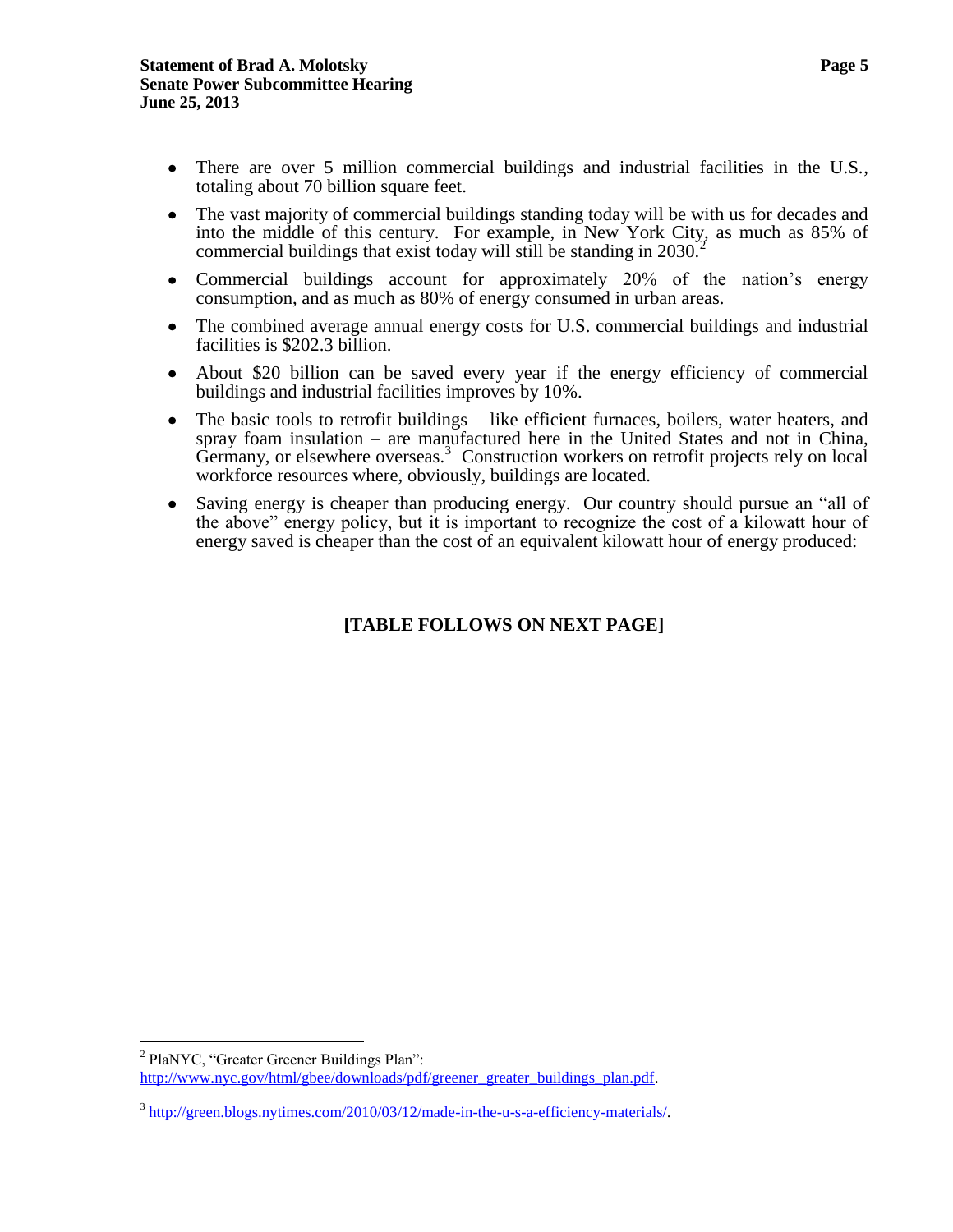- There are over 5 million commercial buildings and industrial facilities in the U.S., totaling about 70 billion square feet.
- The vast majority of commercial buildings standing today will be with us for decades and into the middle of this century. For example, in New York City, as much as 85% of commercial buildings that exist today will still be standing in 2030.[2]
- Commercial buildings account for approximately 20% of the nation's energy consumption, and as much as 80% of energy consumed in urban areas.
- The combined average annual energy costs for U.S. commercial buildings and industrial facilities is $202.3 billion.
- About $20 billion can be saved every year if the energy efficiency of commercial buildings and industrial facilities improves by 10%.
- The basic tools to retrofit buildings – like efficient furnaces, boilers, water heaters, and spray foam insulation – are manufactured here in the United States and not in China, Germany, or elsewhere overseas.[3] Construction workers on retrofit projects rely on local workforce resources where, obviously, buildings are located.
- Saving energy is cheaper than producing energy. Our country should pursue an "all of the above" energy policy, but it is important to recognize the cost of a kilowatt hour of energy saved is cheaper than the cost of an equivalent kilowatt hour of energy produced:

**[TABLE FOLLOWS ON NEXT PAGE]**

---

[2] PlaNYC, "Greater Greener Buildings Plan": http://www.nyc.gov/html/gbee/downloads/pdf/greener_greater_buildings_plan.pdf.

[3] http://green.blogs.nytimes.com/2010/03/12/made-in-the-u-s-a-efficiency-materials/.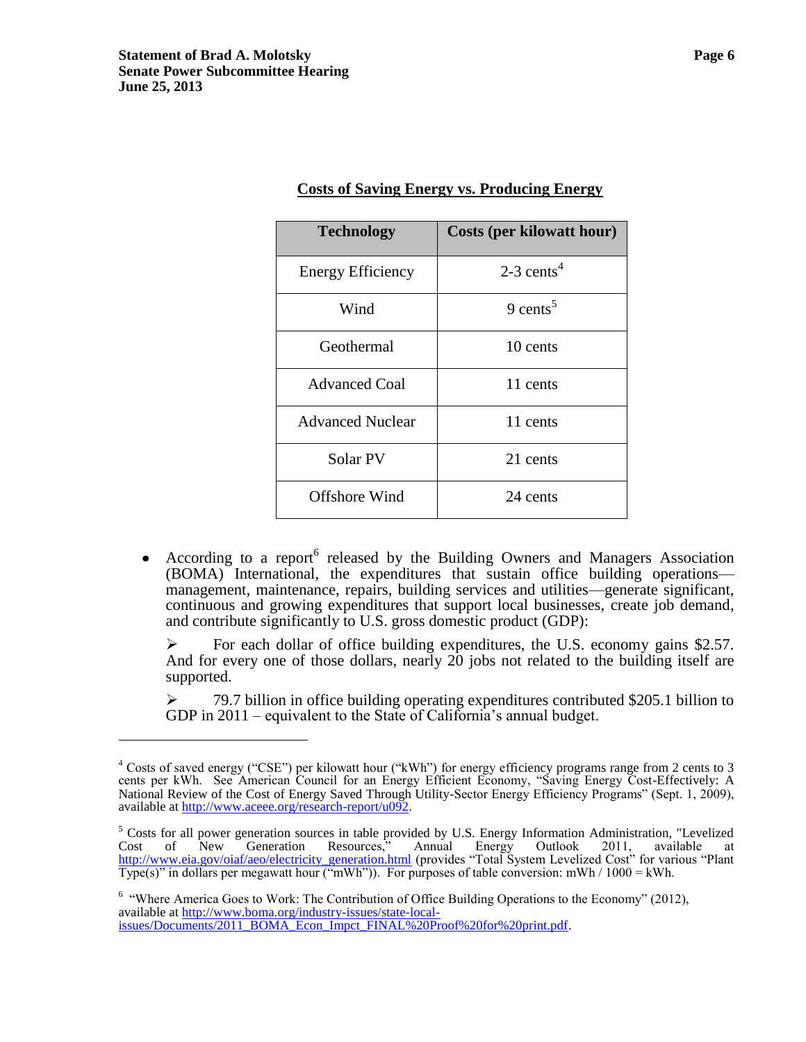**Costs of Saving Energy vs. Producing Energy**

| Technology | Costs (per kilowatt hour) |
| --- | --- |
| Energy Efficiency | 2-3 cents[4] |
| Wind | 9 cents[5] |
| Geothermal | 10 cents |
| Advanced Coal | 11 cents |
| Advanced Nuclear | 11 cents |
| Solar PV | 21 cents |
| Offshore Wind | 24 cents |

- According to a report[6] released by the Building Owners and Managers Association (BOMA) International, the expenditures that sustain office building operations—management, maintenance, repairs, building services and utilities—generate significant, continuous and growing expenditures that support local businesses, create job demand, and contribute significantly to U.S. gross domestic product (GDP):

  - For each dollar of office building expenditures, the U.S. economy gains $2.57. And for every one of those dollars, nearly 20 jobs not related to the building itself are supported.

  - 79.7 billion in office building operating expenditures contributed $205.1 billion to GDP in 2011 – equivalent to the State of California's annual budget.

---

[4] Costs of saved energy ("CSE") per kilowatt hour ("kWh") for energy efficiency programs range from 2 cents to 3 cents per kWh. See American Council for an Energy Efficient Economy, "Saving Energy Cost-Effectively: A National Review of the Cost of Energy Saved Through Utility-Sector Energy Efficiency Programs" (Sept. 1, 2009), available at http://www.aceee.org/research-report/u092.

[5] Costs for all power generation sources in table provided by U.S. Energy Information Administration, "Levelized Cost of New Generation Resources," Annual Energy Outlook 2011, available at http://www.eia.gov/oiaf/aeo/electricity_generation.html (provides "Total System Levelized Cost" for various "Plant Type(s)" in dollars per megawatt hour ("mWh")). For purposes of table conversion: mWh / 1000 = kWh.

[6] "Where America Goes to Work: The Contribution of Office Building Operations to the Economy" (2012), available at http://www.boma.org/industry-issues/state-local-issues/Documents/2011_BOMA_Econ_Impct_FINAL%20Proof%20for%20print.pdf.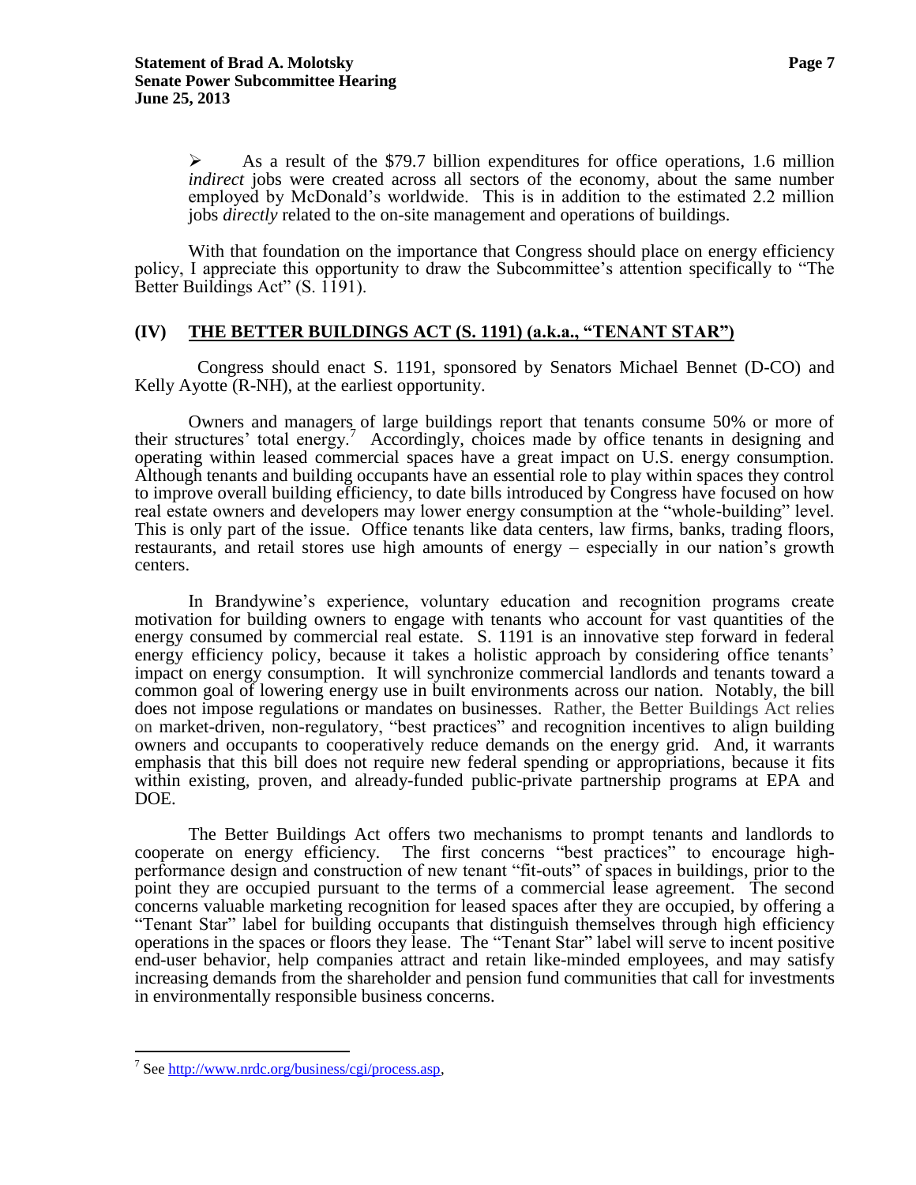- As a result of the \$79.7 billion expenditures for office operations, 1.6 million *indirect* jobs were created across all sectors of the economy, about the same number employed by McDonald's worldwide. This is in addition to the estimated 2.2 million jobs *directly* related to the on-site management and operations of buildings.

With that foundation on the importance that Congress should place on energy efficiency policy, I appreciate this opportunity to draw the Subcommittee's attention specifically to "The Better Buildings Act" (S. 1191).

## (IV) THE BETTER BUILDINGS ACT (S. 1191) (a.k.a., "TENANT STAR")

Congress should enact S. 1191, sponsored by Senators Michael Bennet (D-CO) and Kelly Ayotte (R-NH), at the earliest opportunity.

Owners and managers of large buildings report that tenants consume 50% or more of their structures' total energy.[7] Accordingly, choices made by office tenants in designing and operating within leased commercial spaces have a great impact on U.S. energy consumption. Although tenants and building occupants have an essential role to play within spaces they control to improve overall building efficiency, to date bills introduced by Congress have focused on how real estate owners and developers may lower energy consumption at the "whole-building" level. This is only part of the issue. Office tenants like data centers, law firms, banks, trading floors, restaurants, and retail stores use high amounts of energy – especially in our nation's growth centers.

In Brandywine's experience, voluntary education and recognition programs create motivation for building owners to engage with tenants who account for vast quantities of the energy consumed by commercial real estate. S. 1191 is an innovative step forward in federal energy efficiency policy, because it takes a holistic approach by considering office tenants' impact on energy consumption. It will synchronize commercial landlords and tenants toward a common goal of lowering energy use in built environments across our nation. Notably, the bill does not impose regulations or mandates on businesses. Rather, the Better Buildings Act relies on market-driven, non-regulatory, "best practices" and recognition incentives to align building owners and occupants to cooperatively reduce demands on the energy grid. And, it warrants emphasis that this bill does not require new federal spending or appropriations, because it fits within existing, proven, and already-funded public-private partnership programs at EPA and DOE.

The Better Buildings Act offers two mechanisms to prompt tenants and landlords to cooperate on energy efficiency. The first concerns "best practices" to encourage high-performance design and construction of new tenant "fit-outs" of spaces in buildings, prior to the point they are occupied pursuant to the terms of a commercial lease agreement. The second concerns valuable marketing recognition for leased spaces after they are occupied, by offering a "Tenant Star" label for building occupants that distinguish themselves through high efficiency operations in the spaces or floors they lease. The "Tenant Star" label will serve to incent positive end-user behavior, help companies attract and retain like-minded employees, and may satisfy increasing demands from the shareholder and pension fund communities that call for investments in environmentally responsible business concerns.

---

[7] See http://www.nrdc.org/business/cgi/process.asp,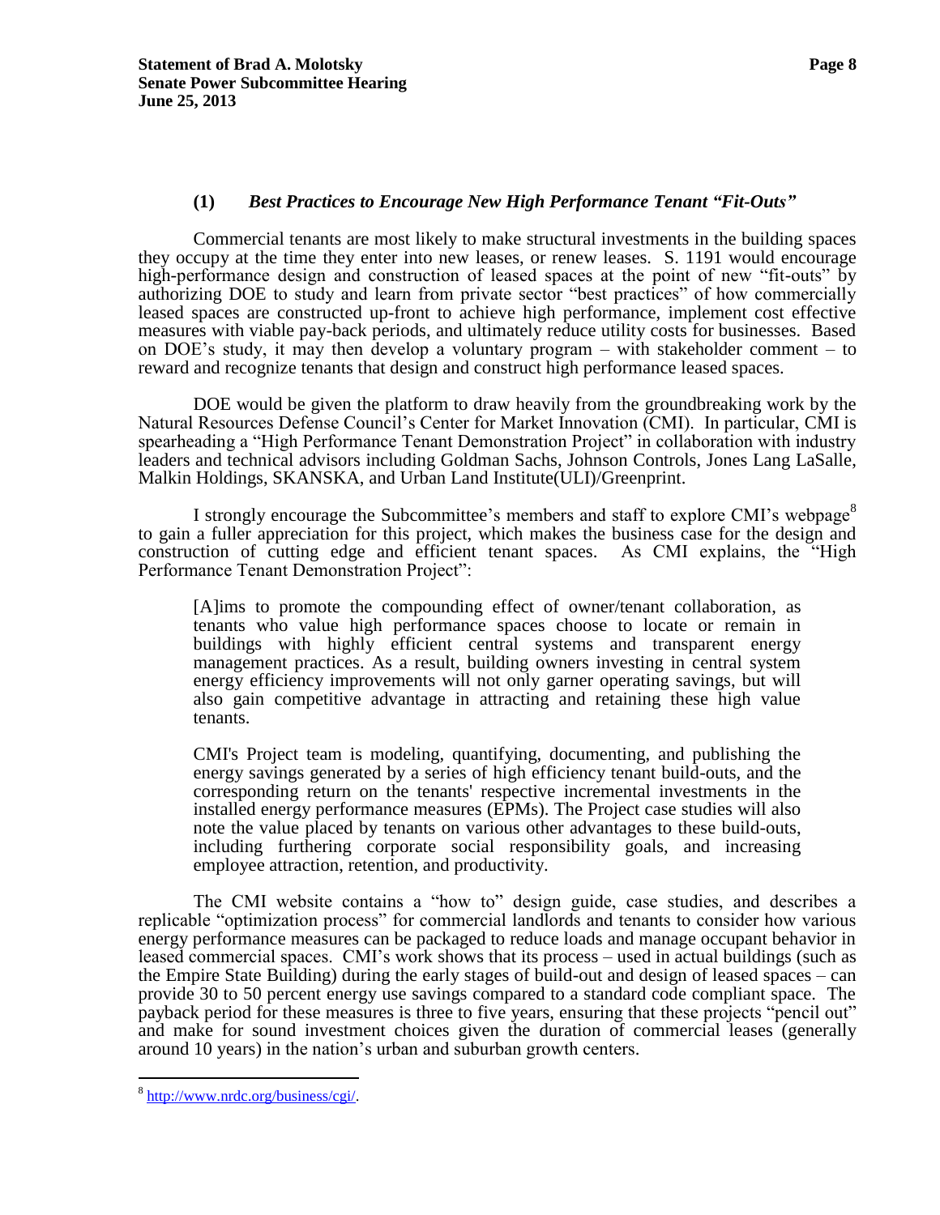### (1) *Best Practices to Encourage New High Performance Tenant "Fit-Outs"*

Commercial tenants are most likely to make structural investments in the building spaces they occupy at the time they enter into new leases, or renew leases. S. 1191 would encourage high-performance design and construction of leased spaces at the point of new "fit-outs" by authorizing DOE to study and learn from private sector "best practices" of how commercially leased spaces are constructed up-front to achieve high performance, implement cost effective measures with viable pay-back periods, and ultimately reduce utility costs for businesses. Based on DOE's study, it may then develop a voluntary program – with stakeholder comment – to reward and recognize tenants that design and construct high performance leased spaces.

DOE would be given the platform to draw heavily from the groundbreaking work by the Natural Resources Defense Council's Center for Market Innovation (CMI). In particular, CMI is spearheading a "High Performance Tenant Demonstration Project" in collaboration with industry leaders and technical advisors including Goldman Sachs, Johnson Controls, Jones Lang LaSalle, Malkin Holdings, SKANSKA, and Urban Land Institute(ULI)/Greenprint.

I strongly encourage the Subcommittee's members and staff to explore CMI's webpage[8] to gain a fuller appreciation for this project, which makes the business case for the design and construction of cutting edge and efficient tenant spaces. As CMI explains, the "High Performance Tenant Demonstration Project":

> [A]ims to promote the compounding effect of owner/tenant collaboration, as tenants who value high performance spaces choose to locate or remain in buildings with highly efficient central systems and transparent energy management practices. As a result, building owners investing in central system energy efficiency improvements will not only garner operating savings, but will also gain competitive advantage in attracting and retaining these high value tenants.
>
> CMI's Project team is modeling, quantifying, documenting, and publishing the energy savings generated by a series of high efficiency tenant build-outs, and the corresponding return on the tenants' respective incremental investments in the installed energy performance measures (EPMs). The Project case studies will also note the value placed by tenants on various other advantages to these build-outs, including furthering corporate social responsibility goals, and increasing employee attraction, retention, and productivity.

The CMI website contains a "how to" design guide, case studies, and describes a replicable "optimization process" for commercial landlords and tenants to consider how various energy performance measures can be packaged to reduce loads and manage occupant behavior in leased commercial spaces. CMI's work shows that its process – used in actual buildings (such as the Empire State Building) during the early stages of build-out and design of leased spaces – can provide 30 to 50 percent energy use savings compared to a standard code compliant space. The payback period for these measures is three to five years, ensuring that these projects "pencil out" and make for sound investment choices given the duration of commercial leases (generally around 10 years) in the nation's urban and suburban growth centers.

---

[8] http://www.nrdc.org/business/cgi/.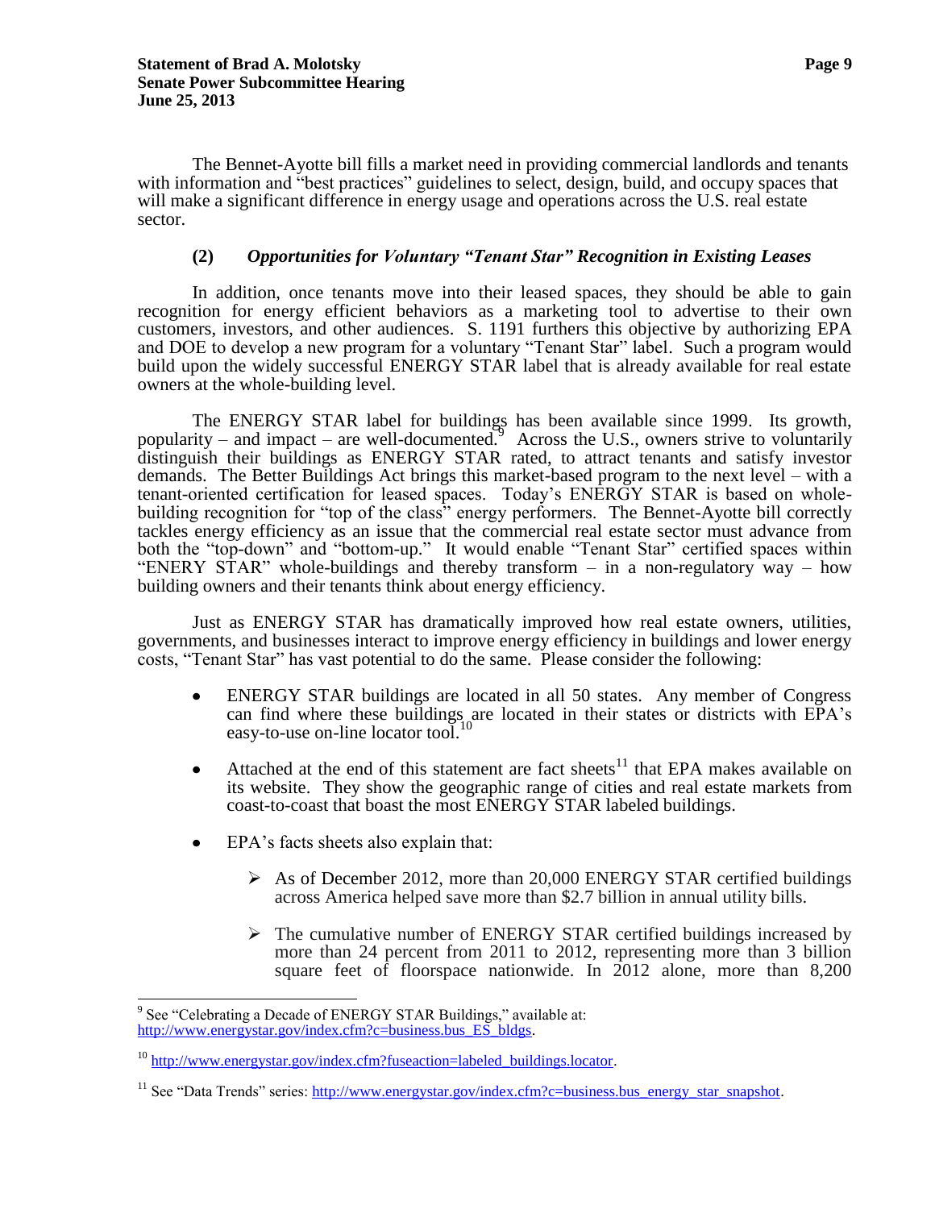The Bennet-Ayotte bill fills a market need in providing commercial landlords and tenants with information and "best practices" guidelines to select, design, build, and occupy spaces that will make a significant difference in energy usage and operations across the U.S. real estate sector.

### (2) *Opportunities for Voluntary "Tenant Star" Recognition in Existing Leases*

In addition, once tenants move into their leased spaces, they should be able to gain recognition for energy efficient behaviors as a marketing tool to advertise to their own customers, investors, and other audiences. S. 1191 furthers this objective by authorizing EPA and DOE to develop a new program for a voluntary "Tenant Star" label. Such a program would build upon the widely successful ENERGY STAR label that is already available for real estate owners at the whole-building level.

The ENERGY STAR label for buildings has been available since 1999. Its growth, popularity – and impact – are well-documented.[9] Across the U.S., owners strive to voluntarily distinguish their buildings as ENERGY STAR rated, to attract tenants and satisfy investor demands. The Better Buildings Act brings this market-based program to the next level – with a tenant-oriented certification for leased spaces. Today's ENERGY STAR is based on whole-building recognition for "top of the class" energy performers. The Bennet-Ayotte bill correctly tackles energy efficiency as an issue that the commercial real estate sector must advance from both the "top-down" and "bottom-up." It would enable "Tenant Star" certified spaces within "ENERY STAR" whole-buildings and thereby transform – in a non-regulatory way – how building owners and their tenants think about energy efficiency.

Just as ENERGY STAR has dramatically improved how real estate owners, utilities, governments, and businesses interact to improve energy efficiency in buildings and lower energy costs, "Tenant Star" has vast potential to do the same. Please consider the following:

- ENERGY STAR buildings are located in all 50 states. Any member of Congress can find where these buildings are located in their states or districts with EPA's easy-to-use on-line locator tool.[10]
- Attached at the end of this statement are fact sheets[11] that EPA makes available on its website. They show the geographic range of cities and real estate markets from coast-to-coast that boast the most ENERGY STAR labeled buildings.
- EPA's facts sheets also explain that:
  - As of December 2012, more than 20,000 ENERGY STAR certified buildings across America helped save more than $2.7 billion in annual utility bills.
  - The cumulative number of ENERGY STAR certified buildings increased by more than 24 percent from 2011 to 2012, representing more than 3 billion square feet of floorspace nationwide. In 2012 alone, more than 8,200

---

[9] See "Celebrating a Decade of ENERGY STAR Buildings," available at: http://www.energystar.gov/index.cfm?c=business.bus_ES_bldgs.

[10] http://www.energystar.gov/index.cfm?fuseaction=labeled_buildings.locator.

[11] See "Data Trends" series: http://www.energystar.gov/index.cfm?c=business.bus_energy_star_snapshot.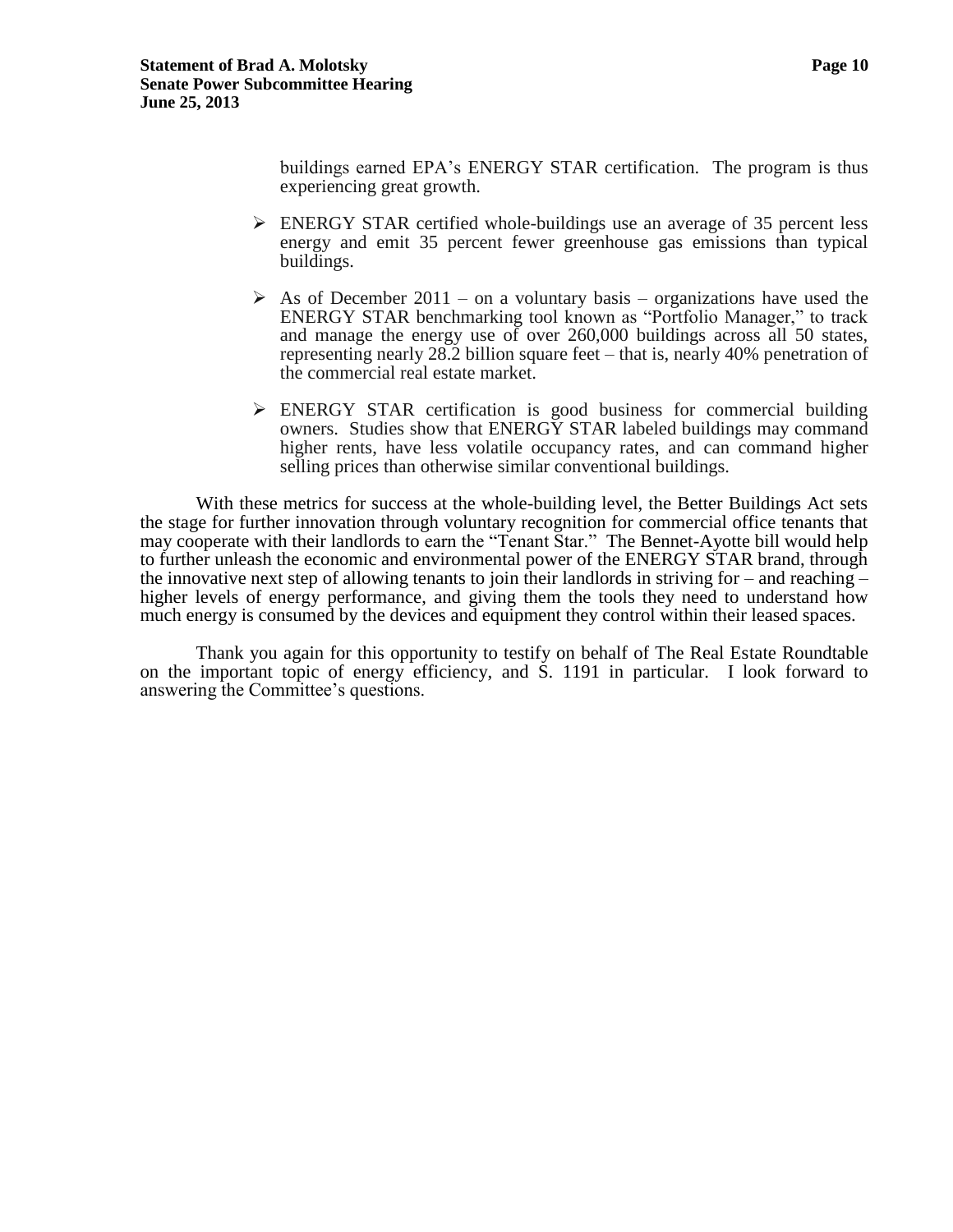buildings earned EPA's ENERGY STAR certification. The program is thus experiencing great growth.

- ENERGY STAR certified whole-buildings use an average of 35 percent less energy and emit 35 percent fewer greenhouse gas emissions than typical buildings.

- As of December 2011 – on a voluntary basis – organizations have used the ENERGY STAR benchmarking tool known as "Portfolio Manager," to track and manage the energy use of over 260,000 buildings across all 50 states, representing nearly 28.2 billion square feet – that is, nearly 40% penetration of the commercial real estate market.

- ENERGY STAR certification is good business for commercial building owners. Studies show that ENERGY STAR labeled buildings may command higher rents, have less volatile occupancy rates, and can command higher selling prices than otherwise similar conventional buildings.

With these metrics for success at the whole-building level, the Better Buildings Act sets the stage for further innovation through voluntary recognition for commercial office tenants that may cooperate with their landlords to earn the "Tenant Star." The Bennet-Ayotte bill would help to further unleash the economic and environmental power of the ENERGY STAR brand, through the innovative next step of allowing tenants to join their landlords in striving for – and reaching – higher levels of energy performance, and giving them the tools they need to understand how much energy is consumed by the devices and equipment they control within their leased spaces.

Thank you again for this opportunity to testify on behalf of The Real Estate Roundtable on the important topic of energy efficiency, and S. 1191 in particular. I look forward to answering the Committee's questions.